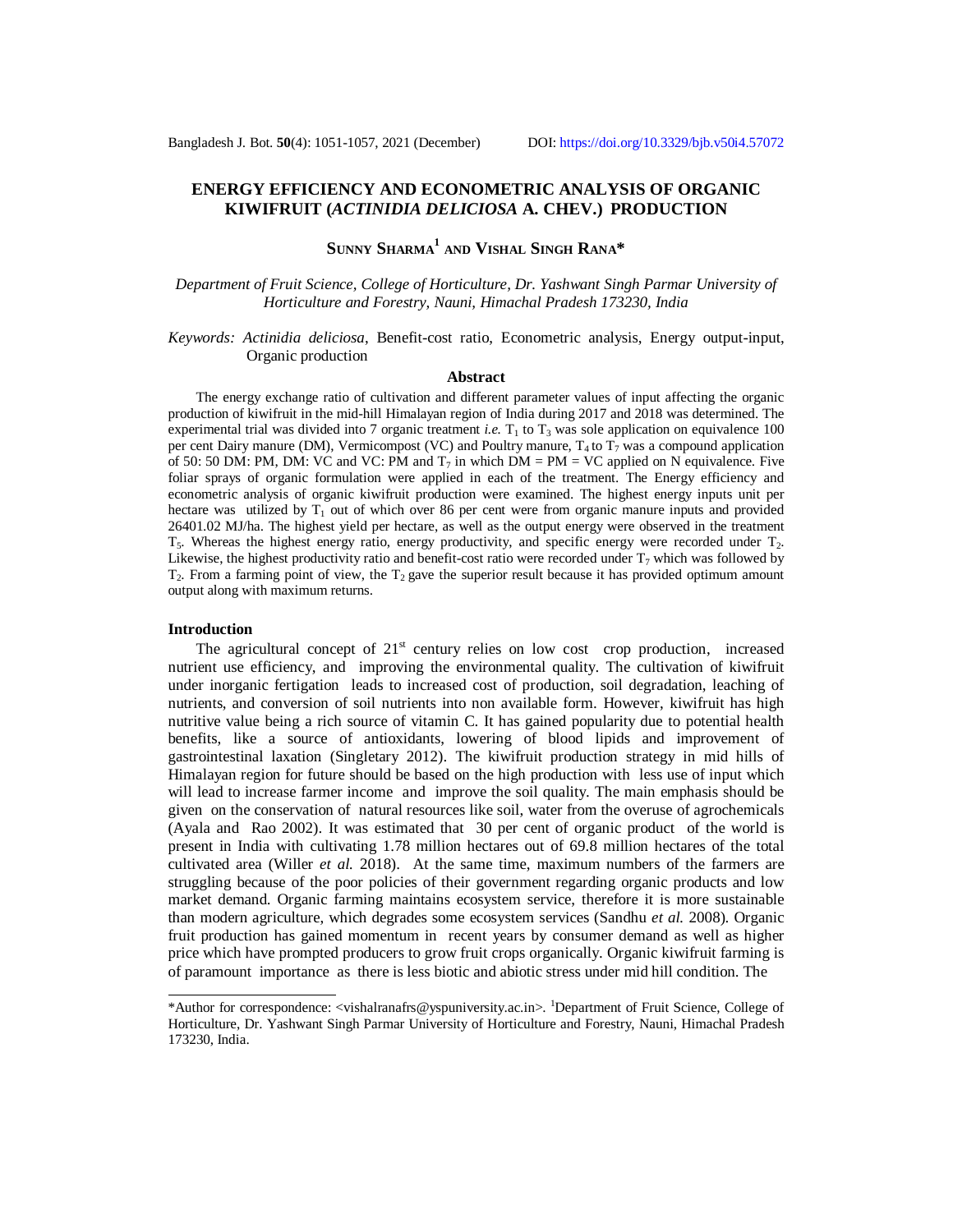# ENERGY EFFICIENCY AND ECONOMETRIC ANALYSIS OF ORGANIC KIWIFRUIT (*ACTINIDIA DELICIOSA* A. CHEV.) PRODUCTION

**SUNNY SHARMA[1] AND VISHAL SINGH RANA***

*Department of Fruit Science, College of Horticulture, Dr. Yashwant Singh Parmar University of Horticulture and Forestry, Nauni, Himachal Pradesh 173230, India*

*Keywords:* *Actinidia deliciosa*, Benefit-cost ratio, Econometric analysis, Energy output-input, Organic production

## Abstract

The energy exchange ratio of cultivation and different parameter values of input affecting the organic production of kiwifruit in the mid-hill Himalayan region of India during 2017 and 2018 was determined. The experimental trial was divided into 7 organic treatment *i.e.* $T_1$ to $T_3$ was sole application on equivalence 100 per cent Dairy manure (DM), Vermicompost (VC) and Poultry manure, $T_4$ to $T_7$ was a compound application of 50: 50 DM: PM, DM: VC and VC: PM and $T_7$ in which DM = PM = VC applied on N equivalence. Five foliar sprays of organic formulation were applied in each of the treatment. The Energy efficiency and econometric analysis of organic kiwifruit production were examined. The highest energy inputs unit per hectare was utilized by $T_1$ out of which over 86 per cent were from organic manure inputs and provided 26401.02 MJ/ha. The highest yield per hectare, as well as the output energy were observed in the treatment $T_5$. Whereas the highest energy ratio, energy productivity, and specific energy were recorded under $T_2$. Likewise, the highest productivity ratio and benefit-cost ratio were recorded under $T_7$ which was followed by $T_2$. From a farming point of view, the $T_2$ gave the superior result because it has provided optimum amount output along with maximum returns.

## Introduction

The agricultural concept of 21[st] century relies on low cost crop production, increased nutrient use efficiency, and improving the environmental quality. The cultivation of kiwifruit under inorganic fertigation leads to increased cost of production, soil degradation, leaching of nutrients, and conversion of soil nutrients into non available form. However, kiwifruit has high nutritive value being a rich source of vitamin C. It has gained popularity due to potential health benefits, like a source of antioxidants, lowering of blood lipids and improvement of gastrointestinal laxation (Singletary 2012). The kiwifruit production strategy in mid hills of Himalayan region for future should be based on the high production with less use of input which will lead to increase farmer income and improve the soil quality. The main emphasis should be given on the conservation of natural resources like soil, water from the overuse of agrochemicals (Ayala and Rao 2002). It was estimated that 30 per cent of organic product of the world is present in India with cultivating 1.78 million hectares out of 69.8 million hectares of the total cultivated area (Willer *et al.* 2018). At the same time, maximum numbers of the farmers are struggling because of the poor policies of their government regarding organic products and low market demand. Organic farming maintains ecosystem service, therefore it is more sustainable than modern agriculture, which degrades some ecosystem services (Sandhu *et al.* 2008). Organic fruit production has gained momentum in recent years by consumer demand as well as higher price which have prompted producers to grow fruit crops organically. Organic kiwifruit farming is of paramount importance as there is less biotic and abiotic stress under mid hill condition. The

*Author for correspondence: <vishalranafrs@yspuniversity.ac.in>. [1]Department of Fruit Science, College of Horticulture, Dr. Yashwant Singh Parmar University of Horticulture and Forestry, Nauni, Himachal Pradesh 173230, India.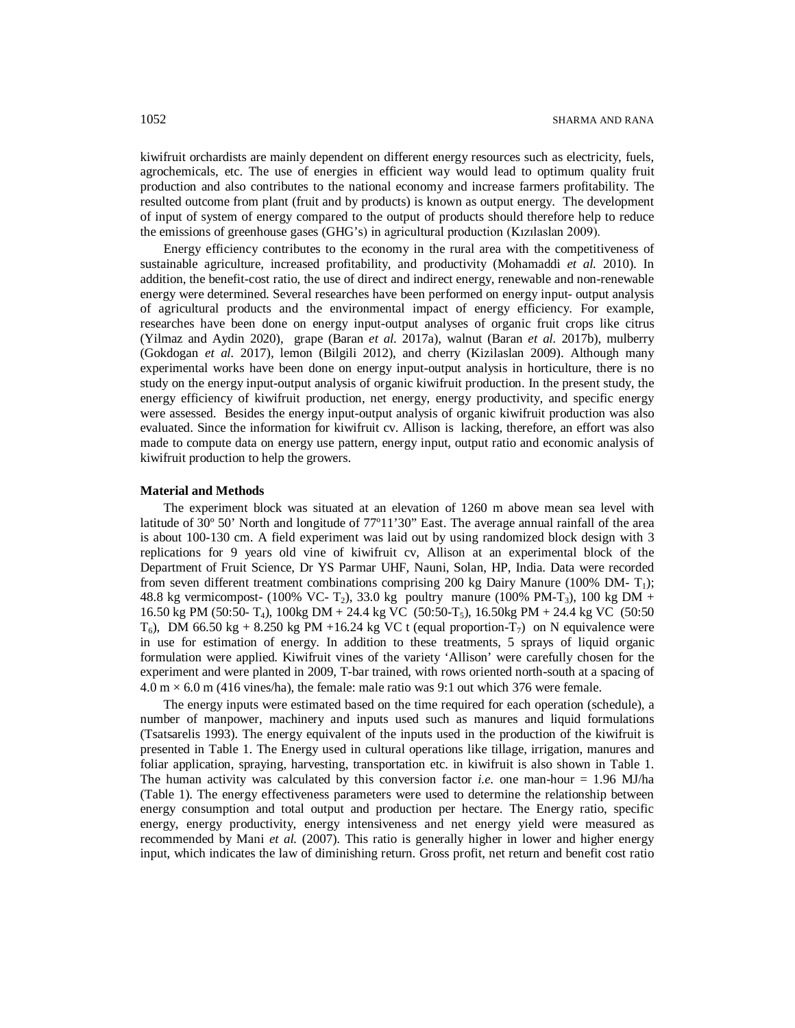kiwifruit orchardists are mainly dependent on different energy resources such as electricity, fuels, agrochemicals, etc. The use of energies in efficient way would lead to optimum quality fruit production and also contributes to the national economy and increase farmers profitability. The resulted outcome from plant (fruit and by products) is known as output energy. The development of input of system of energy compared to the output of products should therefore help to reduce the emissions of greenhouse gases (GHG's) in agricultural production (Kızılaslan 2009).

Energy efficiency contributes to the economy in the rural area with the competitiveness of sustainable agriculture, increased profitability, and productivity (Mohamaddi *et al.* 2010). In addition, the benefit-cost ratio, the use of direct and indirect energy, renewable and non-renewable energy were determined. Several researches have been performed on energy input- output analysis of agricultural products and the environmental impact of energy efficiency. For example, researches have been done on energy input-output analyses of organic fruit crops like citrus (Yilmaz and Aydin 2020), grape (Baran *et al.* 2017a), walnut (Baran *et al.* 2017b), mulberry (Gokdogan *et al.* 2017), lemon (Bilgili 2012), and cherry (Kizilaslan 2009). Although many experimental works have been done on energy input-output analysis in horticulture, there is no study on the energy input-output analysis of organic kiwifruit production. In the present study, the energy efficiency of kiwifruit production, net energy, energy productivity, and specific energy were assessed. Besides the energy input-output analysis of organic kiwifruit production was also evaluated. Since the information for kiwifruit cv. Allison is lacking, therefore, an effort was also made to compute data on energy use pattern, energy input, output ratio and economic analysis of kiwifruit production to help the growers.

**Material and Methods**

The experiment block was situated at an elevation of 1260 m above mean sea level with latitude of 30º 50' North and longitude of 77º11'30" East. The average annual rainfall of the area is about 100-130 cm. A field experiment was laid out by using randomized block design with 3 replications for 9 years old vine of kiwifruit cv, Allison at an experimental block of the Department of Fruit Science, Dr YS Parmar UHF, Nauni, Solan, HP, India. Data were recorded from seven different treatment combinations comprising 200 kg Dairy Manure (100% DM- $T_1$); 48.8 kg vermicompost- (100% VC- $T_2$), 33.0 kg poultry manure (100% PM-$T_3$), 100 kg DM + 16.50 kg PM (50:50- $T_4$), 100kg DM + 24.4 kg VC (50:50-$T_5$), 16.50kg PM + 24.4 kg VC (50:50 $T_6$), DM 66.50 kg + 8.250 kg PM +16.24 kg VC t (equal proportion-$T_7$) on N equivalence were in use for estimation of energy. In addition to these treatments, 5 sprays of liquid organic formulation were applied. Kiwifruit vines of the variety 'Allison' were carefully chosen for the experiment and were planted in 2009, T-bar trained, with rows oriented north-south at a spacing of 4.0 m × 6.0 m (416 vines/ha), the female: male ratio was 9:1 out which 376 were female.

The energy inputs were estimated based on the time required for each operation (schedule), a number of manpower, machinery and inputs used such as manures and liquid formulations (Tsatsarelis 1993). The energy equivalent of the inputs used in the production of the kiwifruit is presented in Table 1. The Energy used in cultural operations like tillage, irrigation, manures and foliar application, spraying, harvesting, transportation etc. in kiwifruit is also shown in Table 1. The human activity was calculated by this conversion factor *i.e.* one man-hour = 1.96 MJ/ha (Table 1). The energy effectiveness parameters were used to determine the relationship between energy consumption and total output and production per hectare. The Energy ratio, specific energy, energy productivity, energy intensiveness and net energy yield were measured as recommended by Mani *et al.* (2007). This ratio is generally higher in lower and higher energy input, which indicates the law of diminishing return. Gross profit, net return and benefit cost ratio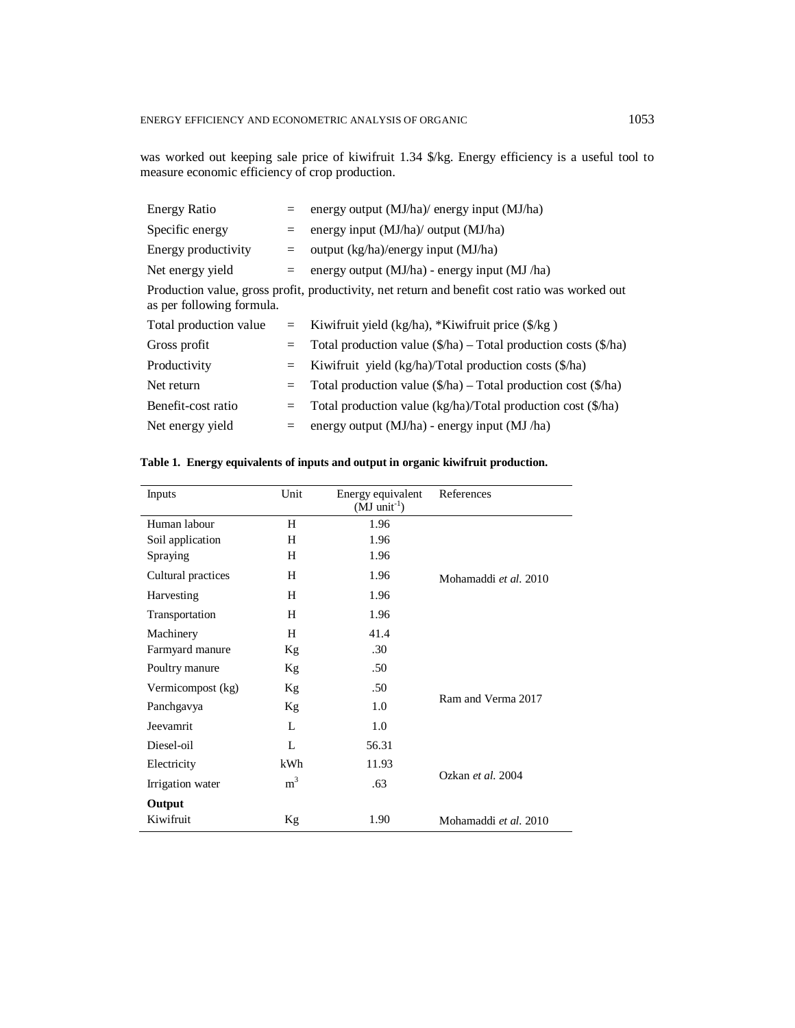was worked out keeping sale price of kiwifruit 1.34 $/kg. Energy efficiency is a useful tool to measure economic efficiency of crop production.

| | | |
|---|---|---|
| Energy Ratio | = | energy output (MJ/ha)/ energy input (MJ/ha) |
| Specific energy | = | energy input (MJ/ha)/ output (MJ/ha) |
| Energy productivity | = | output (kg/ha)/energy input (MJ/ha) |
| Net energy yield | = | energy output (MJ/ha) - energy input (MJ /ha) |

Production value, gross profit, productivity, net return and benefit cost ratio was worked out as per following formula.

| | | |
|---|---|---|
| Total production value | = | Kiwifruit yield (kg/ha), *Kiwifruit price ($/kg ) |
| Gross profit | = | Total production value ($/ha) – Total production costs ($/ha) |
| Productivity | = | Kiwifruit yield (kg/ha)/Total production costs ($/ha) |
| Net return | = | Total production value ($/ha) – Total production cost ($/ha) |
| Benefit-cost ratio | = | Total production value (kg/ha)/Total production cost ($/ha) |
| Net energy yield | = | energy output (MJ/ha) - energy input (MJ /ha) |

**Table 1. Energy equivalents of inputs and output in organic kiwifruit production.**

| Inputs | Unit | Energy equivalent (MJ unit$^{-1}$) | References |
|---|---|---|---|
| Human labour | H | 1.96 | |
| Soil application | H | 1.96 | |
| Spraying | H | 1.96 | |
| Cultural practices | H | 1.96 | Mohamaddi *et al.* 2010 |
| Harvesting | H | 1.96 | |
| Transportation | H | 1.96 | |
| Machinery | H | 41.4 | |
| Farmyard manure | Kg | .30 | |
| Poultry manure | Kg | .50 | |
| Vermicompost (kg) | Kg | .50 | Ram and Verma 2017 |
| Panchgavya | Kg | 1.0 | |
| Jeevamrit | L | 1.0 | |
| Diesel-oil | L | 56.31 | |
| Electricity | kWh | 11.93 | Ozkan *et al.* 2004 |
| Irrigation water | m$^3$ | .63 | |
| **Output** | | | |
| Kiwifruit | Kg | 1.90 | Mohamaddi *et al.* 2010 |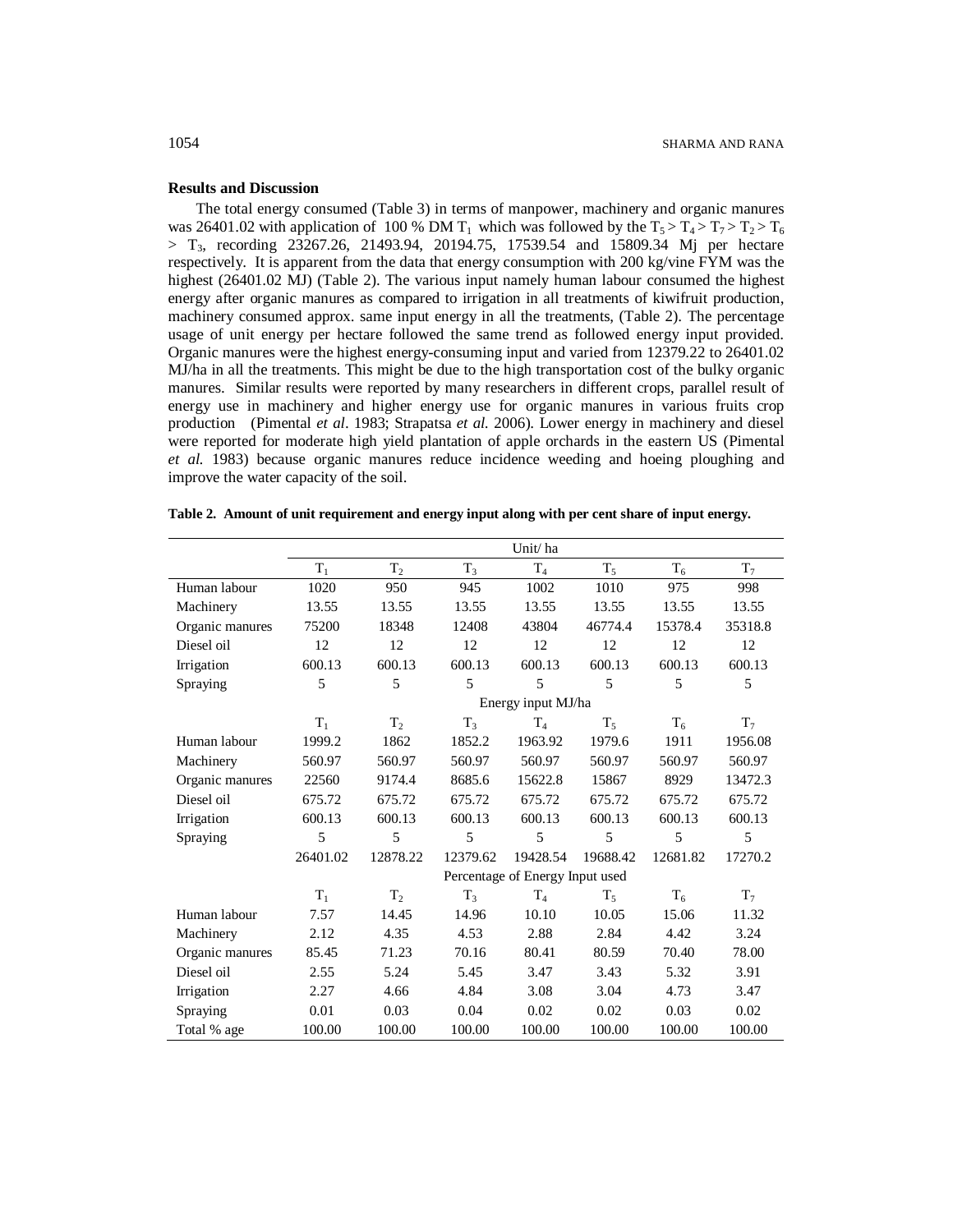### Results and Discussion

The total energy consumed (Table 3) in terms of manpower, machinery and organic manures was 26401.02 with application of 100 % DM $T_1$ which was followed by the $T_5 > T_4 > T_7 > T_2 > T_6 > T_3$, recording 23267.26, 21493.94, 20194.75, 17539.54 and 15809.34 Mj per hectare respectively. It is apparent from the data that energy consumption with 200 kg/vine FYM was the highest (26401.02 MJ) (Table 2). The various input namely human labour consumed the highest energy after organic manures as compared to irrigation in all treatments of kiwifruit production, machinery consumed approx. same input energy in all the treatments, (Table 2). The percentage usage of unit energy per hectare followed the same trend as followed energy input provided. Organic manures were the highest energy-consuming input and varied from 12379.22 to 26401.02 MJ/ha in all the treatments. This might be due to the high transportation cost of the bulky organic manures. Similar results were reported by many researchers in different crops, parallel result of energy use in machinery and higher energy use for organic manures in various fruits crop production (Pimental *et al*. 1983; Strapatsa *et al.* 2006). Lower energy in machinery and diesel were reported for moderate high yield plantation of apple orchards in the eastern US (Pimental *et al.* 1983) because organic manures reduce incidence weeding and hoeing ploughing and improve the water capacity of the soil.

**Table 2. Amount of unit requirement and energy input along with per cent share of input energy.**

| | Unit/ ha | | | | | | |
|---|---|---|---|---|---|---|---|
| | $T_1$ | $T_2$ | $T_3$ | $T_4$ | $T_5$ | $T_6$ | $T_7$ |
| Human labour | 1020 | 950 | 945 | 1002 | 1010 | 975 | 998 |
| Machinery | 13.55 | 13.55 | 13.55 | 13.55 | 13.55 | 13.55 | 13.55 |
| Organic manures | 75200 | 18348 | 12408 | 43804 | 46774.4 | 15378.4 | 35318.8 |
| Diesel oil | 12 | 12 | 12 | 12 | 12 | 12 | 12 |
| Irrigation | 600.13 | 600.13 | 600.13 | 600.13 | 600.13 | 600.13 | 600.13 |
| Spraying | 5 | 5 | 5 | 5 | 5 | 5 | 5 |
| | Energy input MJ/ha | | | | | | |
| | $T_1$ | $T_2$ | $T_3$ | $T_4$ | $T_5$ | $T_6$ | $T_7$ |
| Human labour | 1999.2 | 1862 | 1852.2 | 1963.92 | 1979.6 | 1911 | 1956.08 |
| Machinery | 560.97 | 560.97 | 560.97 | 560.97 | 560.97 | 560.97 | 560.97 |
| Organic manures | 22560 | 9174.4 | 8685.6 | 15622.8 | 15867 | 8929 | 13472.3 |
| Diesel oil | 675.72 | 675.72 | 675.72 | 675.72 | 675.72 | 675.72 | 675.72 |
| Irrigation | 600.13 | 600.13 | 600.13 | 600.13 | 600.13 | 600.13 | 600.13 |
| Spraying | 5 | 5 | 5 | 5 | 5 | 5 | 5 |
| | 26401.02 | 12878.22 | 12379.62 | 19428.54 | 19688.42 | 12681.82 | 17270.2 |
| | Percentage of Energy Input used | | | | | | |
| | $T_1$ | $T_2$ | $T_3$ | $T_4$ | $T_5$ | $T_6$ | $T_7$ |
| Human labour | 7.57 | 14.45 | 14.96 | 10.10 | 10.05 | 15.06 | 11.32 |
| Machinery | 2.12 | 4.35 | 4.53 | 2.88 | 2.84 | 4.42 | 3.24 |
| Organic manures | 85.45 | 71.23 | 70.16 | 80.41 | 80.59 | 70.40 | 78.00 |
| Diesel oil | 2.55 | 5.24 | 5.45 | 3.47 | 3.43 | 5.32 | 3.91 |
| Irrigation | 2.27 | 4.66 | 4.84 | 3.08 | 3.04 | 4.73 | 3.47 |
| Spraying | 0.01 | 0.03 | 0.04 | 0.02 | 0.02 | 0.03 | 0.02 |
| Total % age | 100.00 | 100.00 | 100.00 | 100.00 | 100.00 | 100.00 | 100.00 |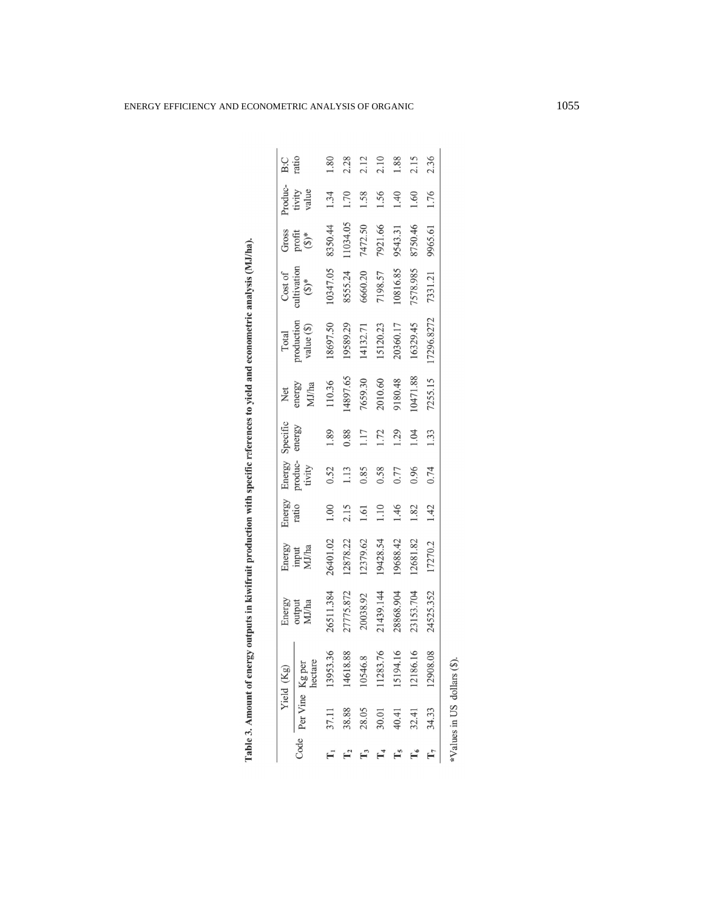**Table 3. Amount of energy outputs in kiwifruit production with specific references to yield and econometric analysis (MJ/ha).**

| Code | Yield (Kg) | | Energy output MJ/ha | Energy input MJ/ha | Energy ratio | Energy productivity | Specific energy | Net energy MJ/ha | Total production value ($) | Cost of cultivation ($)* | Gross profit ($)* | Productivity value | B:C ratio |
|---|---|---|---|---|---|---|---|---|---|---|---|---|---|
| | Per Vine | Kg per hectare | | | | | | | | | | | |
| $T_1$ | 37.11 | 13953.36 | 26511.384 | 26401.02 | 1.00 | 0.52 | 1.89 | 110.36 | 18697.50 | 10347.05 | 8350.44 | 1.34 | 1.80 |
| $T_2$ | 38.88 | 14618.88 | 27775.872 | 12878.22 | 2.15 | 1.13 | 0.88 | 14897.65 | 19589.29 | 8555.24 | 11034.05 | 1.70 | 2.28 |
| $T_3$ | 28.05 | 10546.8 | 20038.92 | 12379.62 | 1.61 | 0.85 | 1.17 | 7659.30 | 14132.71 | 6660.20 | 7472.50 | 1.58 | 2.12 |
| $T_4$ | 30.01 | 11283.76 | 21439.144 | 19428.54 | 1.10 | 0.58 | 1.72 | 2010.60 | 15120.23 | 7198.57 | 7921.66 | 1.56 | 2.10 |
| $T_5$ | 40.41 | 15194.16 | 28868.904 | 19688.42 | 1.46 | 0.77 | 1.29 | 9180.48 | 20360.17 | 10816.85 | 9543.31 | 1.40 | 1.88 |
| $T_6$ | 32.41 | 12186.16 | 23153.704 | 12681.82 | 1.82 | 0.96 | 1.04 | 10471.88 | 16329.45 | 7578.985 | 8750.46 | 1.60 | 2.15 |
| $T_7$ | 34.33 | 12908.08 | 24525.352 | 17270.2 | 1.42 | 0.74 | 1.33 | 7255.15 | 17296.8272 | 7331.21 | 9965.61 | 1.76 | 2.36 |

*Values in US dollars ($).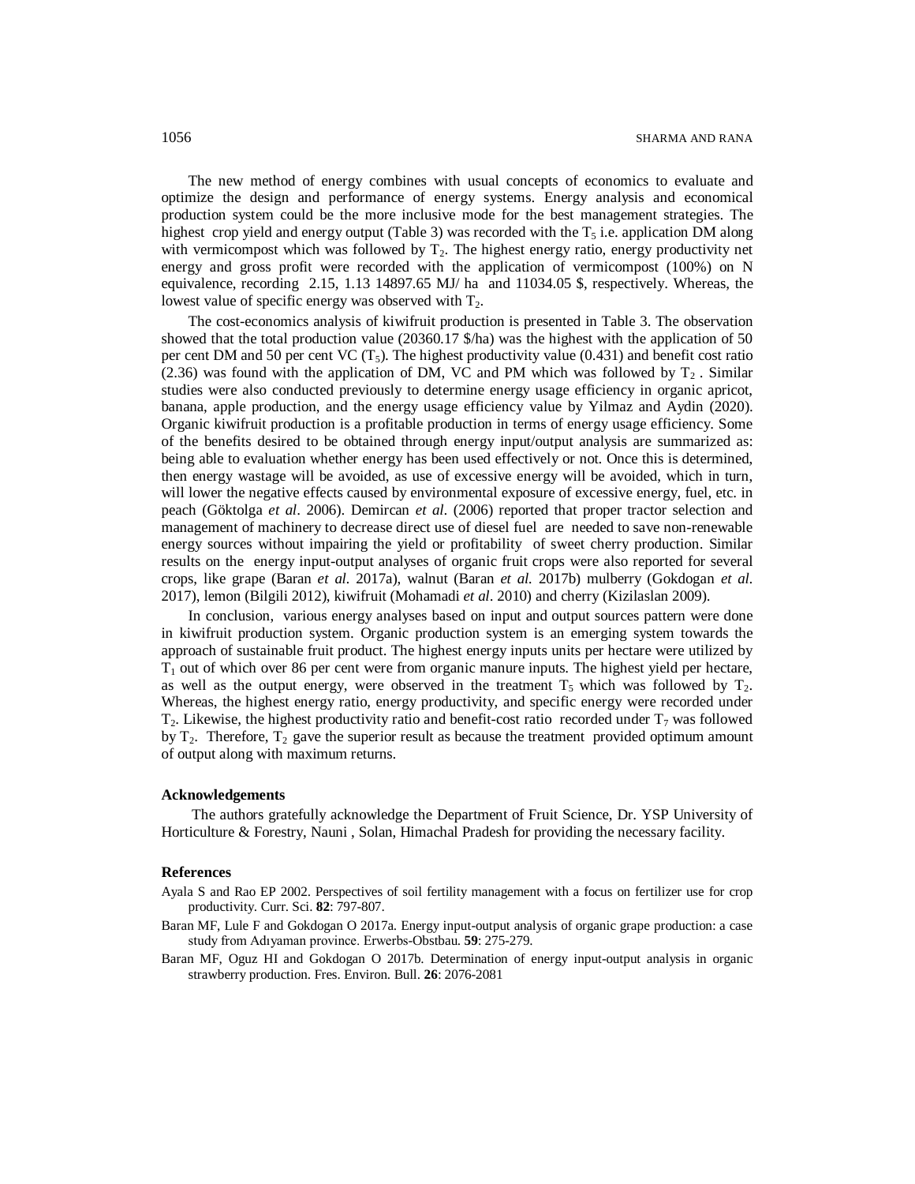The new method of energy combines with usual concepts of economics to evaluate and optimize the design and performance of energy systems. Energy analysis and economical production system could be the more inclusive mode for the best management strategies. The highest crop yield and energy output (Table 3) was recorded with the $T_5$ i.e. application DM along with vermicompost which was followed by $T_2$. The highest energy ratio, energy productivity net energy and gross profit were recorded with the application of vermicompost (100%) on N equivalence, recording 2.15, 1.13 14897.65 MJ/ ha and 11034.05 $, respectively. Whereas, the lowest value of specific energy was observed with $T_2$.

The cost-economics analysis of kiwifruit production is presented in Table 3. The observation showed that the total production value (20360.17 $/ha) was the highest with the application of 50 per cent DM and 50 per cent VC ($T_5$). The highest productivity value (0.431) and benefit cost ratio (2.36) was found with the application of DM, VC and PM which was followed by $T_2$ . Similar studies were also conducted previously to determine energy usage efficiency in organic apricot, banana, apple production, and the energy usage efficiency value by Yilmaz and Aydin (2020). Organic kiwifruit production is a profitable production in terms of energy usage efficiency. Some of the benefits desired to be obtained through energy input/output analysis are summarized as: being able to evaluation whether energy has been used effectively or not. Once this is determined, then energy wastage will be avoided, as use of excessive energy will be avoided, which in turn, will lower the negative effects caused by environmental exposure of excessive energy, fuel, etc. in peach (Göktolga *et al*. 2006). Demircan *et al*. (2006) reported that proper tractor selection and management of machinery to decrease direct use of diesel fuel are needed to save non-renewable energy sources without impairing the yield or profitability of sweet cherry production. Similar results on the energy input-output analyses of organic fruit crops were also reported for several crops, like grape (Baran *et al.* 2017a), walnut (Baran *et al.* 2017b) mulberry (Gokdogan *et al.* 2017), lemon (Bilgili 2012), kiwifruit (Mohamadi *et al*. 2010) and cherry (Kizilaslan 2009).

In conclusion, various energy analyses based on input and output sources pattern were done in kiwifruit production system. Organic production system is an emerging system towards the approach of sustainable fruit product. The highest energy inputs units per hectare were utilized by $T_1$ out of which over 86 per cent were from organic manure inputs. The highest yield per hectare, as well as the output energy, were observed in the treatment $T_5$ which was followed by $T_2$. Whereas, the highest energy ratio, energy productivity, and specific energy were recorded under $T_2$. Likewise, the highest productivity ratio and benefit-cost ratio recorded under $T_7$ was followed by $T_2$. Therefore, $T_2$ gave the superior result as because the treatment provided optimum amount of output along with maximum returns.

### Acknowledgements

The authors gratefully acknowledge the Department of Fruit Science, Dr. YSP University of Horticulture & Forestry, Nauni , Solan, Himachal Pradesh for providing the necessary facility.

### References

Ayala S and Rao EP 2002. Perspectives of soil fertility management with a focus on fertilizer use for crop productivity. Curr. Sci. **82**: 797-807.

Baran MF, Lule F and Gokdogan O 2017a. Energy input-output analysis of organic grape production: a case study from Adıyaman province. Erwerbs-Obstbau. **59**: 275-279.

Baran MF, Oguz HI and Gokdogan O 2017b. Determination of energy input-output analysis in organic strawberry production. Fres. Environ. Bull. **26**: 2076-2081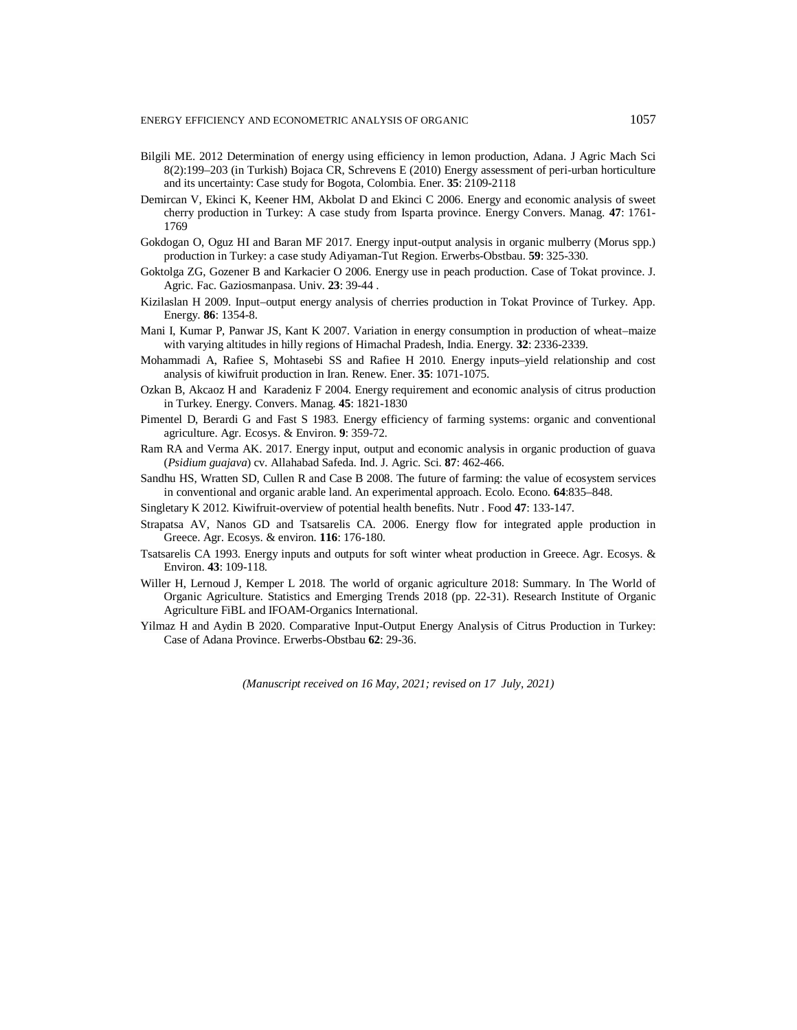Bilgili ME. 2012 Determination of energy using efficiency in lemon production, Adana. J Agric Mach Sci 8(2):199–203 (in Turkish) Bojaca CR, Schrevens E (2010) Energy assessment of peri-urban horticulture and its uncertainty: Case study for Bogota, Colombia. Ener. **35**: 2109-2118

Demircan V, Ekinci K, Keener HM, Akbolat D and Ekinci C 2006. Energy and economic analysis of sweet cherry production in Turkey: A case study from Isparta province. Energy Convers. Manag. **47**: 1761-1769

Gokdogan O, Oguz HI and Baran MF 2017. Energy input-output analysis in organic mulberry (Morus spp.) production in Turkey: a case study Adiyaman-Tut Region. Erwerbs-Obstbau. **59**: 325-330.

Goktolga ZG, Gozener B and Karkacier O 2006. Energy use in peach production. Case of Tokat province. J. Agric. Fac. Gaziosmanpasa. Univ. **23**: 39-44 .

Kizilaslan H 2009. Input–output energy analysis of cherries production in Tokat Province of Turkey. App. Energy. **86**: 1354-8.

Mani I, Kumar P, Panwar JS, Kant K 2007. Variation in energy consumption in production of wheat–maize with varying altitudes in hilly regions of Himachal Pradesh, India. Energy. **32**: 2336-2339.

Mohammadi A, Rafiee S, Mohtasebi SS and Rafiee H 2010. Energy inputs–yield relationship and cost analysis of kiwifruit production in Iran. Renew. Ener. **35**: 1071-1075.

Ozkan B, Akcaoz H and Karadeniz F 2004. Energy requirement and economic analysis of citrus production in Turkey. Energy. Convers. Manag. **45**: 1821-1830

Pimentel D, Berardi G and Fast S 1983. Energy efficiency of farming systems: organic and conventional agriculture. Agr. Ecosys. & Environ. **9**: 359-72.

Ram RA and Verma AK. 2017. Energy input, output and economic analysis in organic production of guava (*Psidium guajava*) cv. Allahabad Safeda. Ind. J. Agric. Sci. **87**: 462-466.

Sandhu HS, Wratten SD, Cullen R and Case B 2008. The future of farming: the value of ecosystem services in conventional and organic arable land. An experimental approach. Ecolo. Econo. **64**:835–848.

Singletary K 2012. Kiwifruit-overview of potential health benefits. Nutr . Food **47**: 133-147.

Strapatsa AV, Nanos GD and Tsatsarelis CA. 2006. Energy flow for integrated apple production in Greece. Agr. Ecosys. & environ. **116**: 176-180.

Tsatsarelis CA 1993. Energy inputs and outputs for soft winter wheat production in Greece. Agr. Ecosys. & Environ. **43**: 109-118.

Willer H, Lernoud J, Kemper L 2018. The world of organic agriculture 2018: Summary. In The World of Organic Agriculture. Statistics and Emerging Trends 2018 (pp. 22-31). Research Institute of Organic Agriculture FiBL and IFOAM-Organics International.

Yilmaz H and Aydin B 2020. Comparative Input-Output Energy Analysis of Citrus Production in Turkey: Case of Adana Province. Erwerbs-Obstbau **62**: 29-36.

*(Manuscript received on 16 May, 2021; revised on 17 July, 2021)*